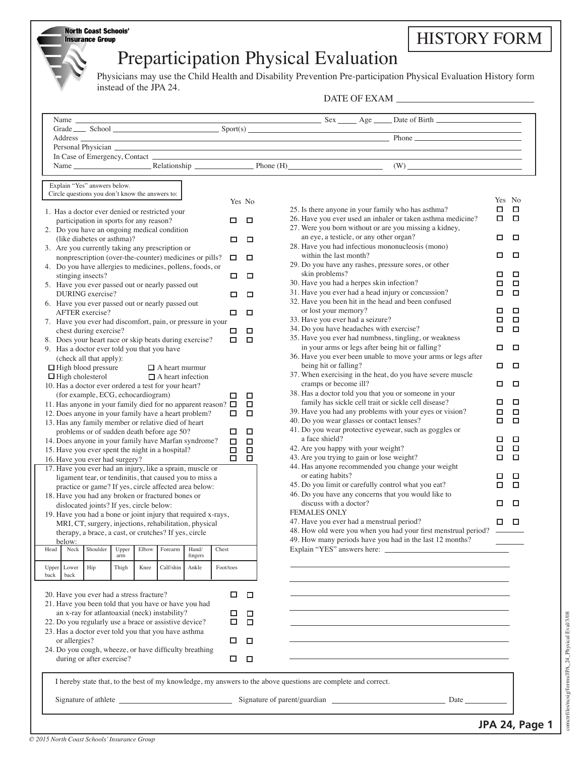North Coast Schools' Insurance Group

# HISTORY FORM

# Preparticipation Physical Evaluation

Physicians may use the Child Health and Disability Prevention Pre-participation Physical Evaluation History form instead of the JPA 24.

DATE OF EXAM ______________________

Name ______________________ Sex _____ Age _____ Date of Birth ______________
Grade ____ School ______________ Sport(s) ______________
Address ______________________ Phone ______________
Personal Physician ______________________
In Case of Emergency, Contact ______________________
Name ______________ Relationship ______________ Phone (H) ______________ (W) ______________

Explain "Yes" answers below.
Circle questions you don't know the answers to:

| Question | Yes | No |
|---|---|---|
| 1. Has a doctor ever denied or restricted your participation in sports for any reason? | ☐ | ☐ |
| 2. Do you have an ongoing medical condition (like diabetes or asthma)? | ☐ | ☐ |
| 3. Are you currently taking any prescription or nonprescription (over-the-counter) medicines or pills? | ☐ | ☐ |
| 4. Do you have allergies to medicines, pollens, foods, or stinging insects? | ☐ | ☐ |
| 5. Have you ever passed out or nearly passed out DURING exercise? | ☐ | ☐ |
| 6. Have you ever passed out or nearly passed out AFTER exercise? | ☐ | ☐ |
| 7. Have you ever had discomfort, pain, or pressure in your chest during exercise? | ☐ | ☐ |
| 8. Does your heart race or skip beats during exercise? | ☐ | ☐ |

9. Has a doctor ever told you that you have (check all that apply):
☐ High blood pressure ☐ A heart murmur
☐ High cholesterol ☐ A heart infection

| Question | Yes | No |
|---|---|---|
| 10. Has a doctor ever ordered a test for your heart? (for example, ECG, echocardiogram) | ☐ | ☐ |
| 11. Has anyone in your family died for no apparent reason? | ☐ | ☐ |
| 12. Does anyone in your family have a heart problem? | ☐ | ☐ |
| 13. Has any family member or relative died of heart problems or of sudden death before age 50? | ☐ | ☐ |
| 14. Does anyone in your family have Marfan syndrome? | ☐ | ☐ |
| 15. Have you ever spent the night in a hospital? | ☐ | ☐ |
| 16. Have you ever had surgery? | ☐ | ☐ |

17. Have you ever had an injury, like a sprain, muscle or ligament tear, or tendinitis, that caused you to miss a practice or game? If yes, circle affected area below:
18. Have you had any broken or fractured bones or dislocated joints? If yes, circle below:
19. Have you had a bone or joint injury that required x-rays, MRI, CT, surgery, injections, rehabilitation, physical therapy, a brace, a cast, or crutches? If yes, circle below:

| Head | Neck | Shoulder | Upper arm | Elbow | Forearm | Hand/ fingers | Chest |
|---|---|---|---|---|---|---|---|
| Upper back | Lower back | Hip | Thigh | Knee | Calf/shin | Ankle | Foot/toes |

| Question | Yes | No |
|---|---|---|
| 20. Have you ever had a stress fracture? | ☐ | ☐ |
| 21. Have you been told that you have or have you had an x-ray for atlantoaxial (neck) instability? | ☐ | ☐ |
| 22. Do you regularly use a brace or assistive device? | ☐ | ☐ |
| 23. Has a doctor ever told you that you have asthma or allergies? | ☐ | ☐ |
| 24. Do you cough, wheeze, or have difficulty breathing during or after exercise? | ☐ | ☐ |
| 25. Is there anyone in your family who has asthma? | ☐ | ☐ |
| 26. Have you ever used an inhaler or taken asthma medicine? | ☐ | ☐ |
| 27. Were you born without or are you missing a kidney, an eye, a testicle, or any other organ? | ☐ | ☐ |
| 28. Have you had infectious mononucleosis (mono) within the last month? | ☐ | ☐ |
| 29. Do you have any rashes, pressure sores, or other skin problems? | ☐ | ☐ |
| 30. Have you had a herpes skin infection? | ☐ | ☐ |
| 31. Have you ever had a head injury or concussion? | ☐ | ☐ |
| 32. Have you been hit in the head and been confused or lost your memory? | ☐ | ☐ |
| 33. Have you ever had a seizure? | ☐ | ☐ |
| 34. Do you have headaches with exercise? | ☐ | ☐ |
| 35. Have you ever had numbness, tingling, or weakness in your arms or legs after being hit or falling? | ☐ | ☐ |
| 36. Have you ever been unable to move your arms or legs after being hit or falling? | ☐ | ☐ |
| 37. When exercising in the heat, do you have severe muscle cramps or become ill? | ☐ | ☐ |
| 38. Has a doctor told you that you or someone in your family has sickle cell trait or sickle cell disease? | ☐ | ☐ |
| 39. Have you had any problems with your eyes or vision? | ☐ | ☐ |
| 40. Do you wear glasses or contact lenses? | ☐ | ☐ |
| 41. Do you wear protective eyewear, such as goggles or a face shield? | ☐ | ☐ |
| 42. Are you happy with your weight? | ☐ | ☐ |
| 43. Are you trying to gain or lose weight? | ☐ | ☐ |
| 44. Has anyone recommended you change your weight or eating habits? | ☐ | ☐ |
| 45. Do you limit or carefully control what you eat? | ☐ | ☐ |
| 46. Do you have any concerns that you would like to discuss with a doctor? | ☐ | ☐ |

FEMALES ONLY

| Question | Yes | No |
|---|---|---|
| 47. Have you ever had a menstrual period? | ☐ | ☐ |

48. How old were you when you had your first menstrual period? ________
49. How many periods have you had in the last 12 months? ________

Explain "YES" answers here: ______________________________

______________________________

______________________________

______________________________

______________________________

______________________________

______________________________

I hereby state that, to the best of my knowledge, my answers to the above questions are complete and correct.

Signature of athlete ______________________ Signature of parent/guardian ______________________ Date ____________

JPA 24, Page 1

© 2015 North Coast Schools' Insurance Group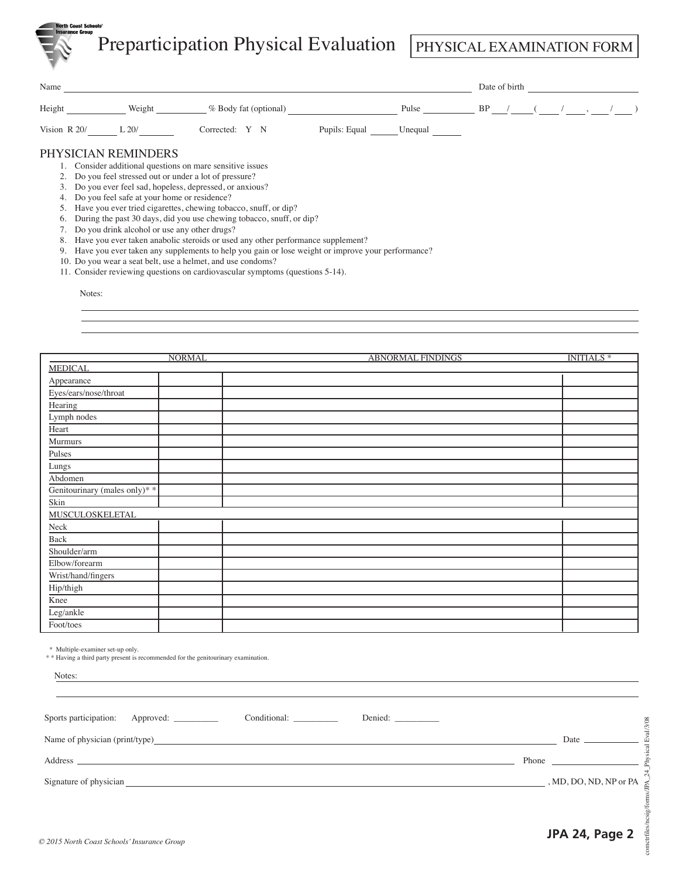North Coast Schools' Insurance Group

# Preparticipation Physical Evaluation

## PHYSICAL EXAMINATION FORM

Name ____________________ Date of birth ____________________

Height ________ Weight ________ % Body fat (optional) ________ Pulse ________ BP ___/___ ( ___/___ , ___/___ )

Vision R 20/_____ L 20/_____ Corrected: Y N Pupils: Equal _____ Unequal _____

## PHYSICIAN REMINDERS

1. Consider additional questions on mare sensitive issues
2. Do you feel stressed out or under a lot of pressure?
3. Do you ever feel sad, hopeless, depressed, or anxious?
4. Do you feel safe at your home or residence?
5. Have you ever tried cigarettes, chewing tobacco, snuff, or dip?
6. During the past 30 days, did you use chewing tobacco, snuff, or dip?
7. Do you drink alcohol or use any other drugs?
8. Have you ever taken anabolic steroids or used any other performance supplement?
9. Have you ever taken any supplements to help you gain or lose weight or improve your performance?
10. Do you wear a seat belt, use a helmet, and use condoms?
11. Consider reviewing questions on cardiovascular symptoms (questions 5-14).

Notes:

| | NORMAL | ABNORMAL FINDINGS | INITIALS * |
|---|---|---|---|
| MEDICAL | | | |
| Appearance | | | |
| Eyes/ears/nose/throat | | | |
| Hearing | | | |
| Lymph nodes | | | |
| Heart | | | |
| Murmurs | | | |
| Pulses | | | |
| Lungs | | | |
| Abdomen | | | |
| Genitourinary (males only)* * | | | |
| Skin | | | |
| MUSCULOSKELETAL | | | |
| Neck | | | |
| Back | | | |
| Shoulder/arm | | | |
| Elbow/forearm | | | |
| Wrist/hand/fingers | | | |
| Hip/thigh | | | |
| Knee | | | |
| Leg/ankle | | | |
| Foot/toes | | | |

\* Multiple-examiner set-up only.

\* \* Having a third party present is recommended for the genitourinary examination.

Notes:

Sports participation: Approved: _________ Conditional: _________ Denied: _________

Name of physician (print/type) ____________________ Date ________

Address ____________________ Phone ________

Signature of physician ____________________ , MD, DO, ND, NP or PA

© 2015 North Coast Schools' Insurance Group

JPA 24, Page 2

comctrfiles/ncsig/forms/JPA_24_Physical Eval/3/08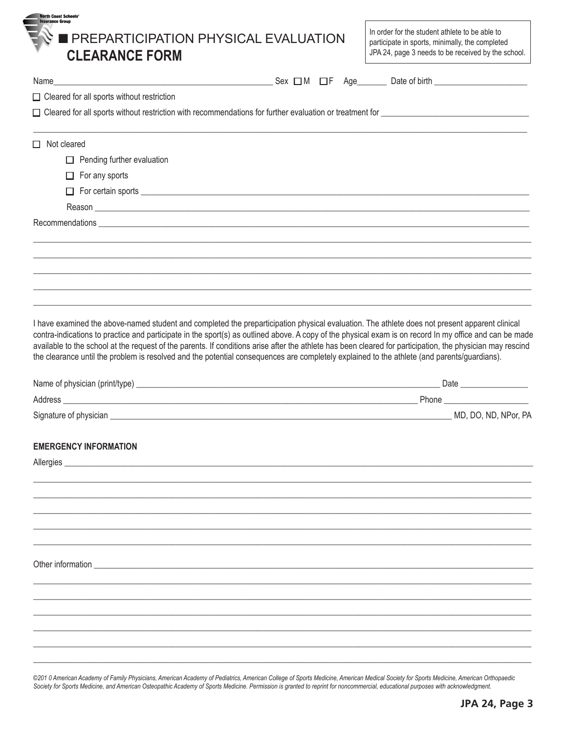North Coast Schools' Insurance Group

# PREPARTICIPATION PHYSICAL EVALUATION CLEARANCE FORM

In order for the student athlete to be able to participate in sports, minimally, the completed JPA 24, page 3 needs to be received by the school.

Name_______________________________________________ Sex ☐ M ☐ F Age_______ Date of birth _____________________

☐ Cleared for all sports without restriction

☐ Cleared for all sports without restriction with recommendations for further evaluation or treatment for ________________________________

_____________________________________________________________________________________________________

☐ Not cleared

- ☐ Pending further evaluation
- ☐ For any sports
- ☐ For certain sports _____________________________________________________________________________

Reason _____________________________________________________________________________________

Recommendations _____________________________________________________________________________

_____________________________________________________________________________________________________

_____________________________________________________________________________________________________

_____________________________________________________________________________________________________

_____________________________________________________________________________________________________

_____________________________________________________________________________________________________

I have examined the above-named student and completed the preparticipation physical evaluation. The athlete does not present apparent clinical contra-indications to practice and participate in the sport(s) as outlined above. A copy of the physical exam is on record In my office and can be made available to the school at the request of the parents. If conditions arise after the athlete has been cleared for participation, the physician may rescind the clearance until the problem is resolved and the potential consequences are completely explained to the athlete (and parents/guardians).

Name of physician (print/type) _________________________________________________________________ Date _______________

Address _____________________________________________________________________________ Phone __________________

Signature of physician __________________________________________________________________________ MD, DO, ND, NPor, PA

**EMERGENCY INFORMATION**

Allergies _______________________________________________________________________________________________

_____________________________________________________________________________________________________

_____________________________________________________________________________________________________

_____________________________________________________________________________________________________

_____________________________________________________________________________________________________

_____________________________________________________________________________________________________

Other information _________________________________________________________________________________________

_____________________________________________________________________________________________________

_____________________________________________________________________________________________________

_____________________________________________________________________________________________________

_____________________________________________________________________________________________________

_____________________________________________________________________________________________________

_____________________________________________________________________________________________________

*©201 0 American Academy of Family Physicians, American Academy of Pediatrics, American College of Sports Medicine, American Medical Society for Sports Medicine, American Orthopaedic Society for Sports Medicine, and American Osteopathic Academy of Sports Medicine. Permission is granted to reprint for noncommercial, educational purposes with acknowledgment.*

**JPA 24, Page 3**